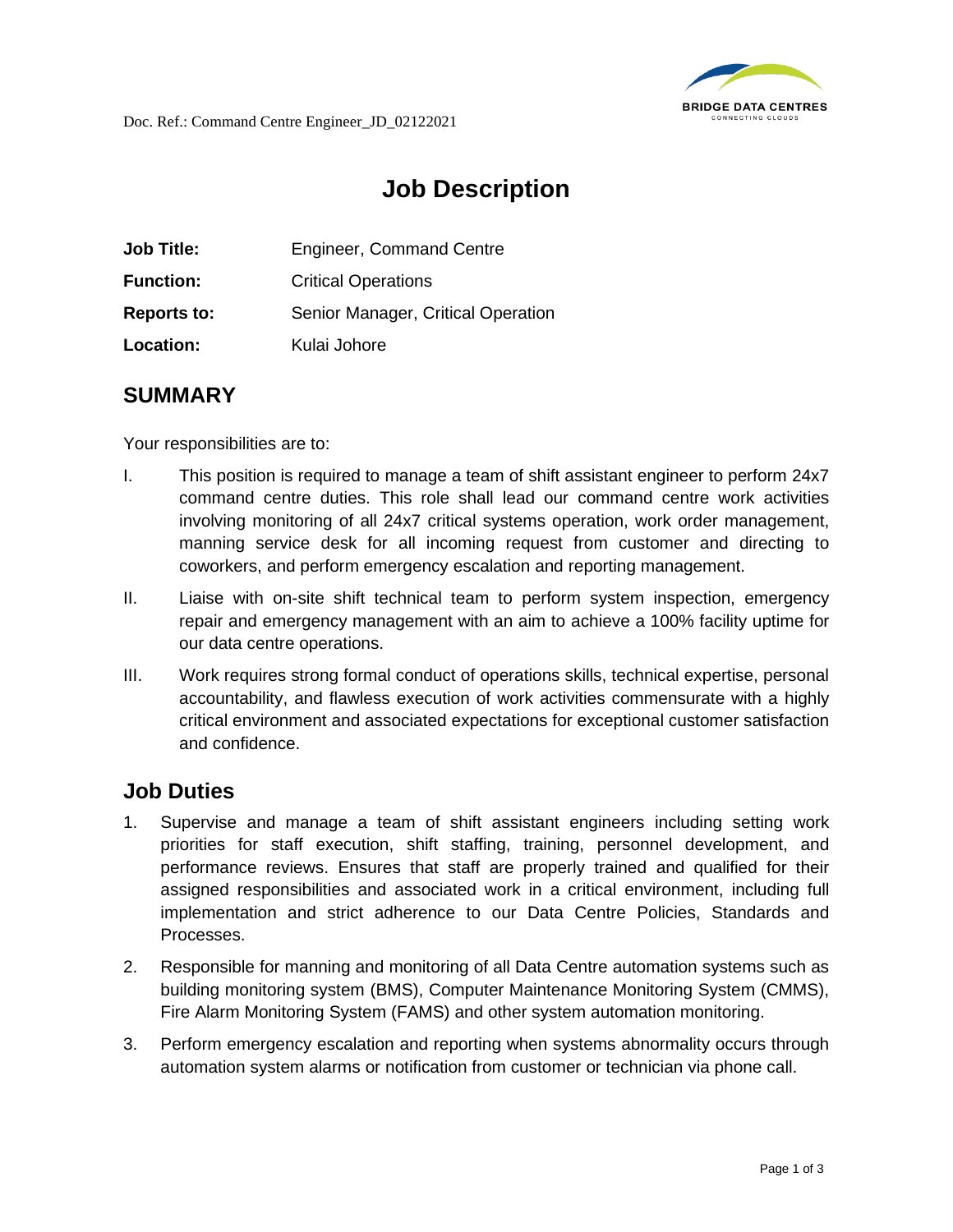Doc. Ref.: Command Centre Engineer_JD_02122021

# Job Description

| | |
|---|---|
| **Job Title:** | Engineer, Command Centre |
| **Function:** | Critical Operations |
| **Reports to:** | Senior Manager, Critical Operation |
| **Location:** | Kulai Johore |

## SUMMARY

Your responsibilities are to:

I. This position is required to manage a team of shift assistant engineer to perform 24x7 command centre duties. This role shall lead our command centre work activities involving monitoring of all 24x7 critical systems operation, work order management, manning service desk for all incoming request from customer and directing to coworkers, and perform emergency escalation and reporting management.

II. Liaise with on-site shift technical team to perform system inspection, emergency repair and emergency management with an aim to achieve a 100% facility uptime for our data centre operations.

III. Work requires strong formal conduct of operations skills, technical expertise, personal accountability, and flawless execution of work activities commensurate with a highly critical environment and associated expectations for exceptional customer satisfaction and confidence.

## Job Duties

1. Supervise and manage a team of shift assistant engineers including setting work priorities for staff execution, shift staffing, training, personnel development, and performance reviews. Ensures that staff are properly trained and qualified for their assigned responsibilities and associated work in a critical environment, including full implementation and strict adherence to our Data Centre Policies, Standards and Processes.
2. Responsible for manning and monitoring of all Data Centre automation systems such as building monitoring system (BMS), Computer Maintenance Monitoring System (CMMS), Fire Alarm Monitoring System (FAMS) and other system automation monitoring.
3. Perform emergency escalation and reporting when systems abnormality occurs through automation system alarms or notification from customer or technician via phone call.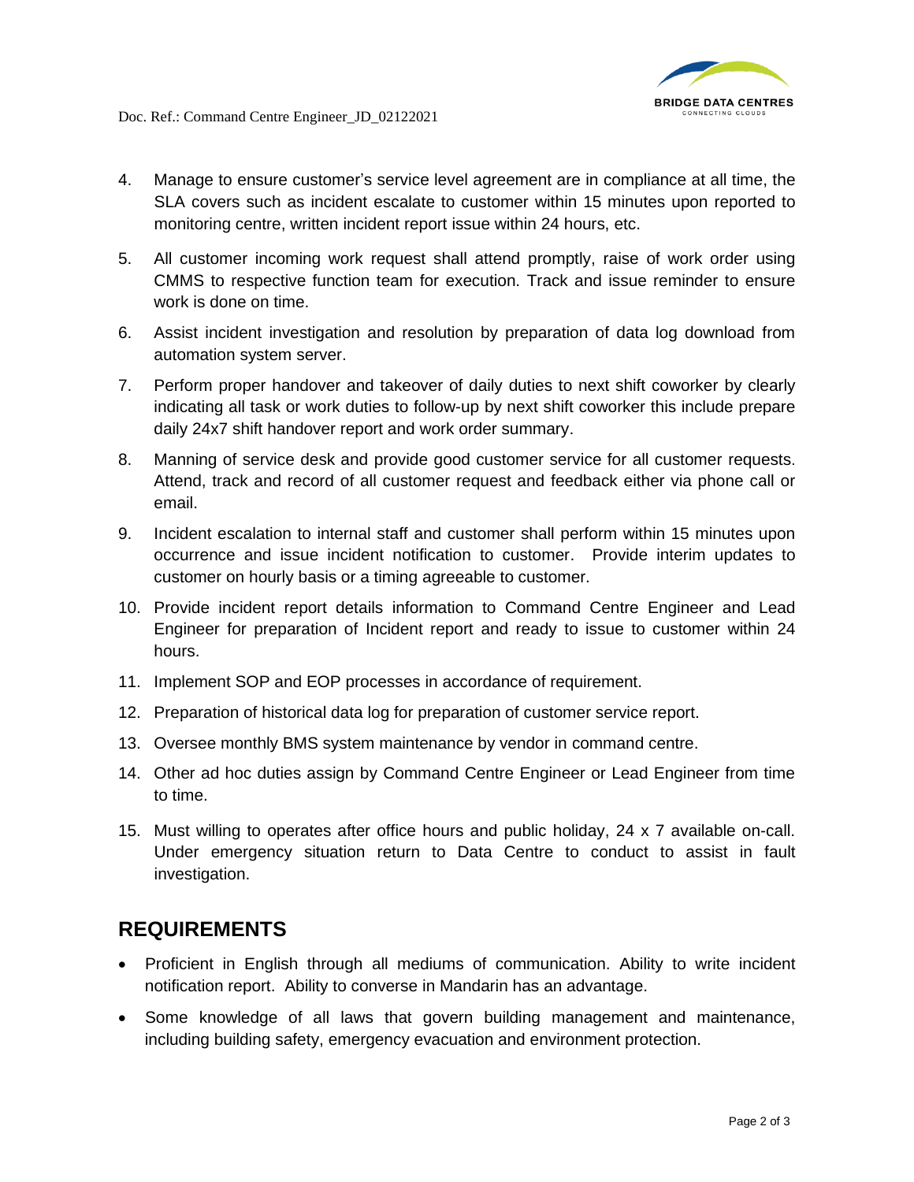4. Manage to ensure customer's service level agreement are in compliance at all time, the SLA covers such as incident escalate to customer within 15 minutes upon reported to monitoring centre, written incident report issue within 24 hours, etc.
5. All customer incoming work request shall attend promptly, raise of work order using CMMS to respective function team for execution. Track and issue reminder to ensure work is done on time.
6. Assist incident investigation and resolution by preparation of data log download from automation system server.
7. Perform proper handover and takeover of daily duties to next shift coworker by clearly indicating all task or work duties to follow-up by next shift coworker this include prepare daily 24x7 shift handover report and work order summary.
8. Manning of service desk and provide good customer service for all customer requests. Attend, track and record of all customer request and feedback either via phone call or email.
9. Incident escalation to internal staff and customer shall perform within 15 minutes upon occurrence and issue incident notification to customer. Provide interim updates to customer on hourly basis or a timing agreeable to customer.
10. Provide incident report details information to Command Centre Engineer and Lead Engineer for preparation of Incident report and ready to issue to customer within 24 hours.
11. Implement SOP and EOP processes in accordance of requirement.
12. Preparation of historical data log for preparation of customer service report.
13. Oversee monthly BMS system maintenance by vendor in command centre.
14. Other ad hoc duties assign by Command Centre Engineer or Lead Engineer from time to time.
15. Must willing to operates after office hours and public holiday, 24 x 7 available on-call. Under emergency situation return to Data Centre to conduct to assist in fault investigation.

## REQUIREMENTS

- Proficient in English through all mediums of communication. Ability to write incident notification report. Ability to converse in Mandarin has an advantage.
- Some knowledge of all laws that govern building management and maintenance, including building safety, emergency evacuation and environment protection.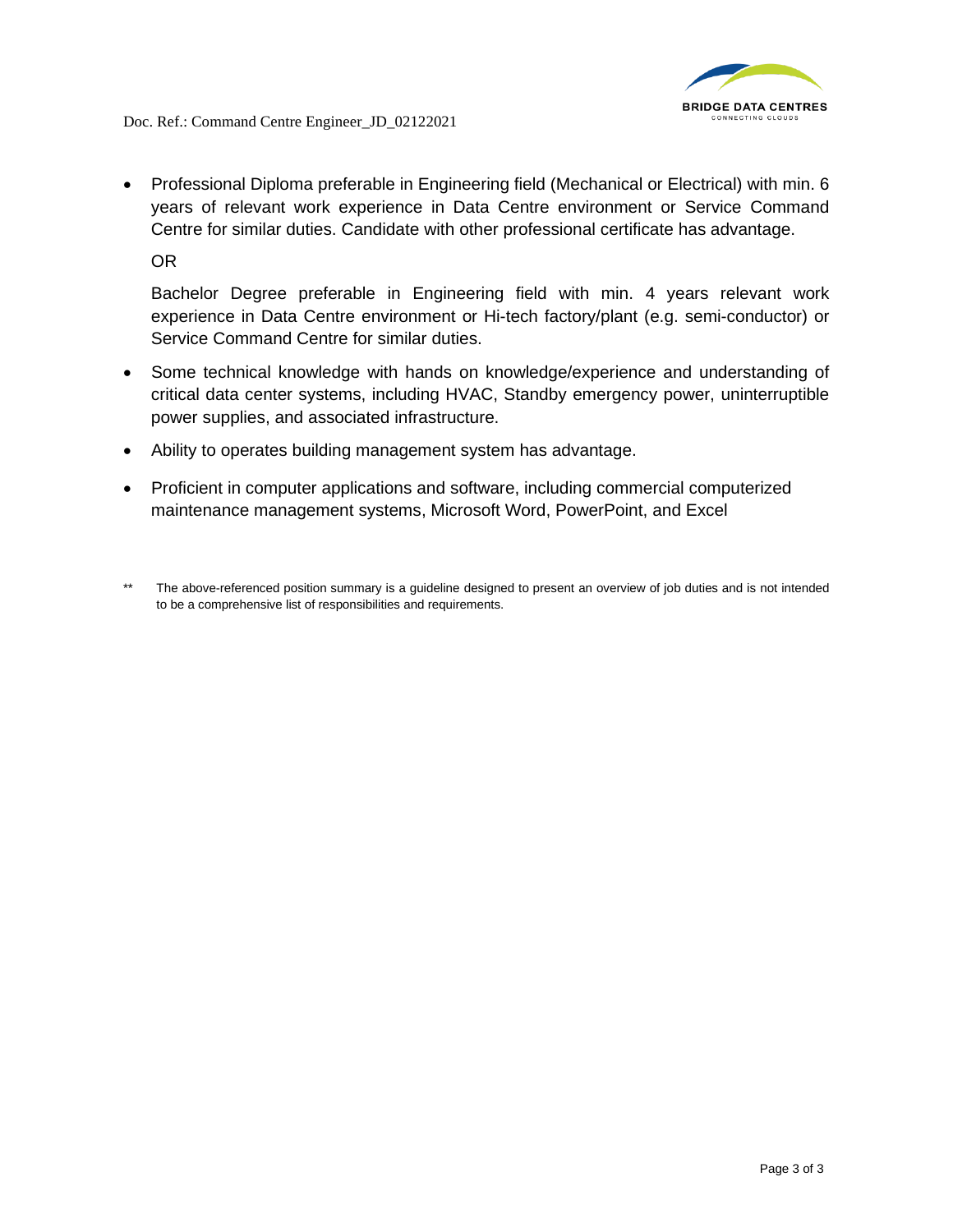- Professional Diploma preferable in Engineering field (Mechanical or Electrical) with min. 6 years of relevant work experience in Data Centre environment or Service Command Centre for similar duties. Candidate with other professional certificate has advantage.

  OR

  Bachelor Degree preferable in Engineering field with min. 4 years relevant work experience in Data Centre environment or Hi-tech factory/plant (e.g. semi-conductor) or Service Command Centre for similar duties.

- Some technical knowledge with hands on knowledge/experience and understanding of critical data center systems, including HVAC, Standby emergency power, uninterruptible power supplies, and associated infrastructure.
- Ability to operates building management system has advantage.
- Proficient in computer applications and software, including commercial computerized maintenance management systems, Microsoft Word, PowerPoint, and Excel

** The above-referenced position summary is a guideline designed to present an overview of job duties and is not intended to be a comprehensive list of responsibilities and requirements.